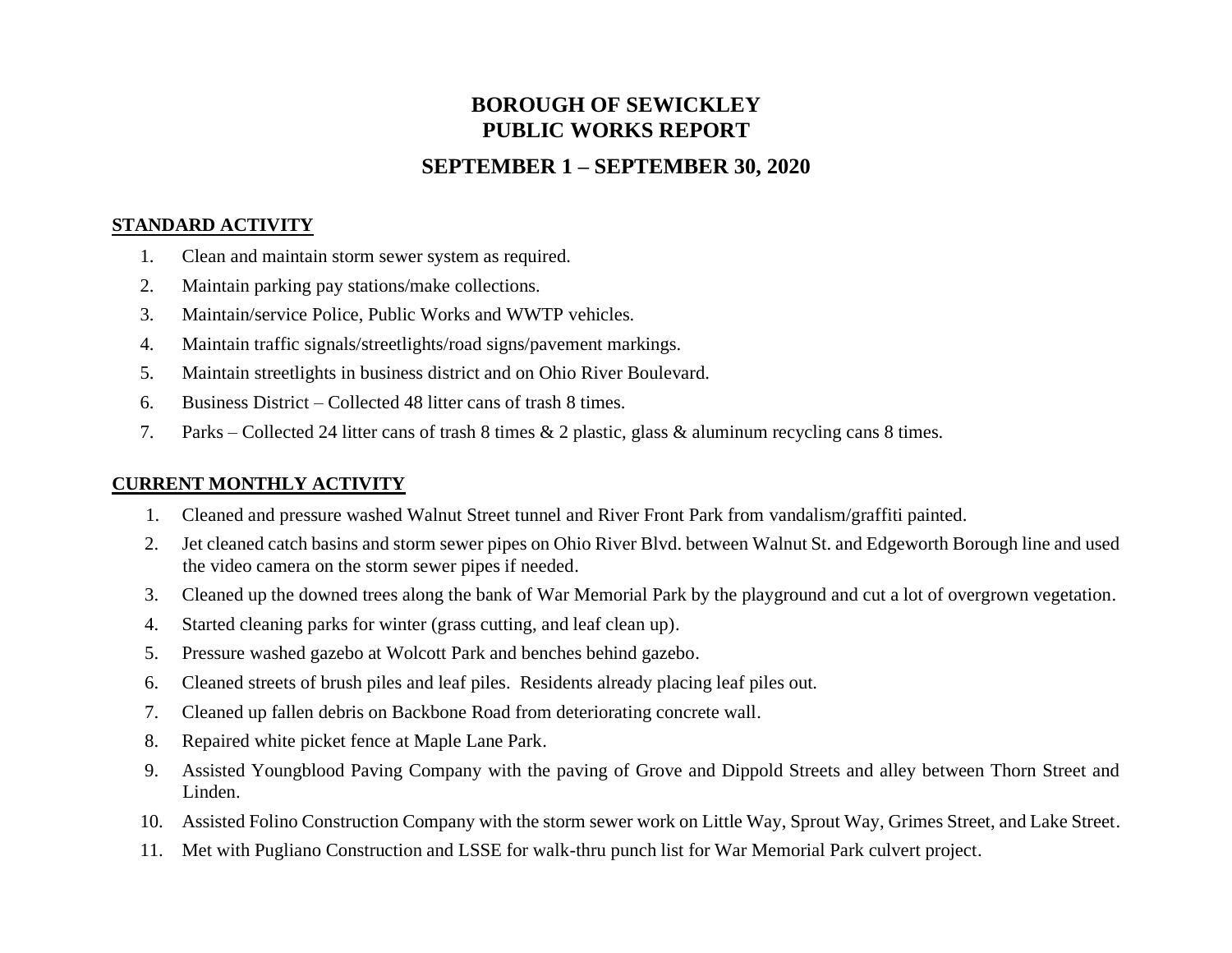# BOROUGH OF SEWICKLEY
# PUBLIC WORKS REPORT

## SEPTEMBER 1 – SEPTEMBER 30, 2020

### STANDARD ACTIVITY

1. Clean and maintain storm sewer system as required.
2. Maintain parking pay stations/make collections.
3. Maintain/service Police, Public Works and WWTP vehicles.
4. Maintain traffic signals/streetlights/road signs/pavement markings.
5. Maintain streetlights in business district and on Ohio River Boulevard.
6. Business District – Collected 48 litter cans of trash 8 times.
7. Parks – Collected 24 litter cans of trash 8 times & 2 plastic, glass & aluminum recycling cans 8 times.

### CURRENT MONTHLY ACTIVITY

1. Cleaned and pressure washed Walnut Street tunnel and River Front Park from vandalism/graffiti painted.
2. Jet cleaned catch basins and storm sewer pipes on Ohio River Blvd. between Walnut St. and Edgeworth Borough line and used the video camera on the storm sewer pipes if needed.
3. Cleaned up the downed trees along the bank of War Memorial Park by the playground and cut a lot of overgrown vegetation.
4. Started cleaning parks for winter (grass cutting, and leaf clean up).
5. Pressure washed gazebo at Wolcott Park and benches behind gazebo.
6. Cleaned streets of brush piles and leaf piles. Residents already placing leaf piles out.
7. Cleaned up fallen debris on Backbone Road from deteriorating concrete wall.
8. Repaired white picket fence at Maple Lane Park.
9. Assisted Youngblood Paving Company with the paving of Grove and Dippold Streets and alley between Thorn Street and Linden.
10. Assisted Folino Construction Company with the storm sewer work on Little Way, Sprout Way, Grimes Street, and Lake Street.
11. Met with Pugliano Construction and LSSE for walk-thru punch list for War Memorial Park culvert project.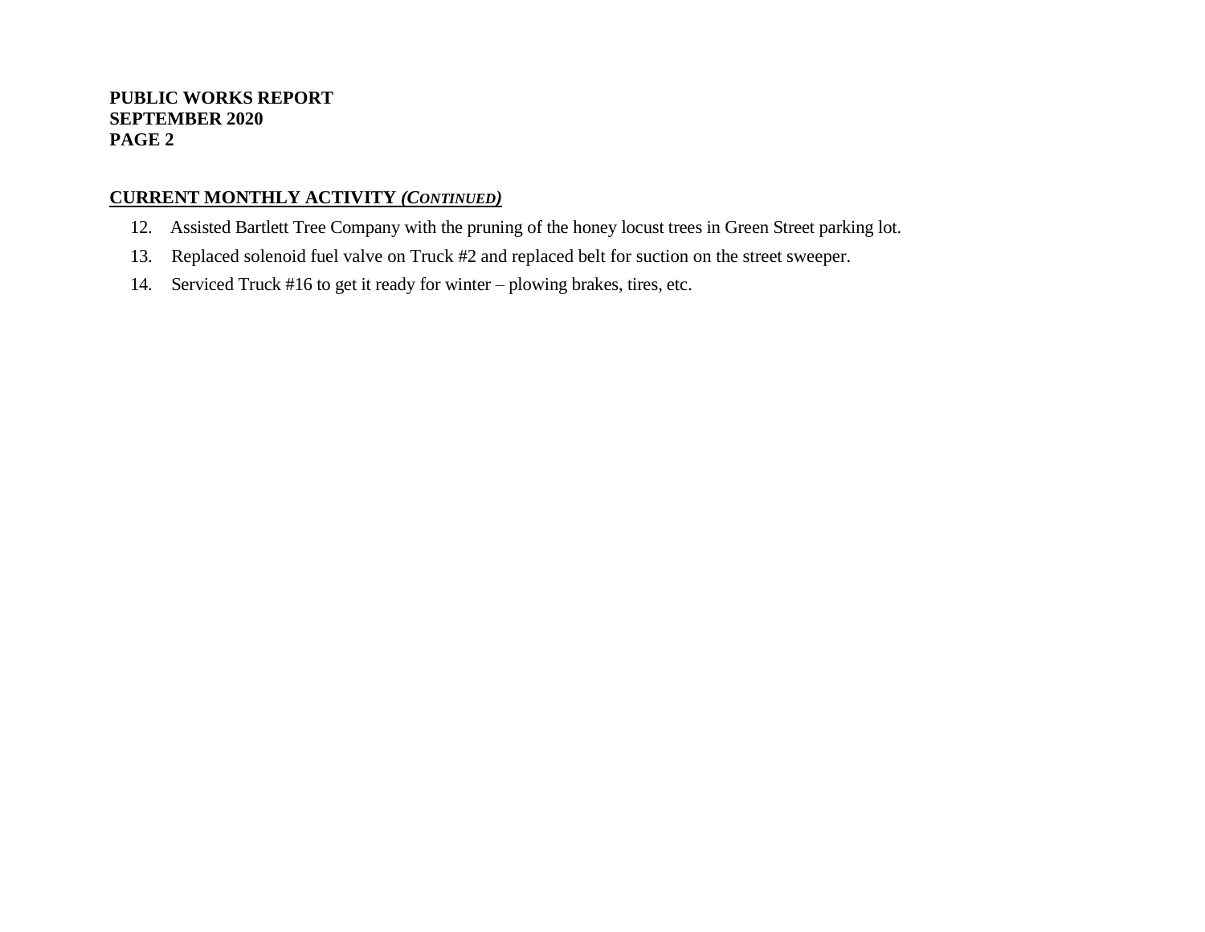## CURRENT MONTHLY ACTIVITY *(CONTINUED)*

12. Assisted Bartlett Tree Company with the pruning of the honey locust trees in Green Street parking lot.
13. Replaced solenoid fuel valve on Truck #2 and replaced belt for suction on the street sweeper.
14. Serviced Truck #16 to get it ready for winter – plowing brakes, tires, etc.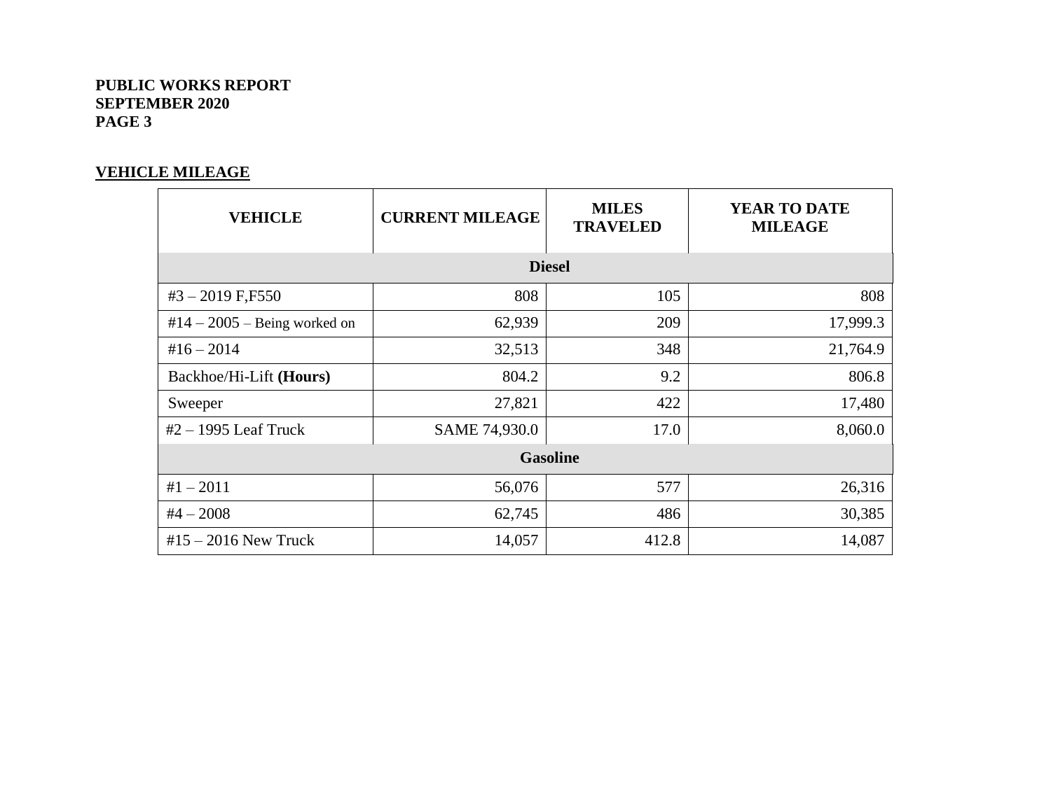**PUBLIC WORKS REPORT**
**SEPTEMBER 2020**
**PAGE 3**

**VEHICLE MILEAGE**

| VEHICLE | CURRENT MILEAGE | MILES TRAVELED | YEAR TO DATE MILEAGE |
|---|---|---|---|
| **Diesel** | | | |
| #3 – 2019 F,F550 | 808 | 105 | 808 |
| #14 – 2005 – Being worked on | 62,939 | 209 | 17,999.3 |
| #16 – 2014 | 32,513 | 348 | 21,764.9 |
| Backhoe/Hi-Lift **(Hours)** | 804.2 | 9.2 | 806.8 |
| Sweeper | 27,821 | 422 | 17,480 |
| #2 – 1995 Leaf Truck | SAME 74,930.0 | 17.0 | 8,060.0 |
| **Gasoline** | | | |
| #1 – 2011 | 56,076 | 577 | 26,316 |
| #4 – 2008 | 62,745 | 486 | 30,385 |
| #15 – 2016 New Truck | 14,057 | 412.8 | 14,087 |